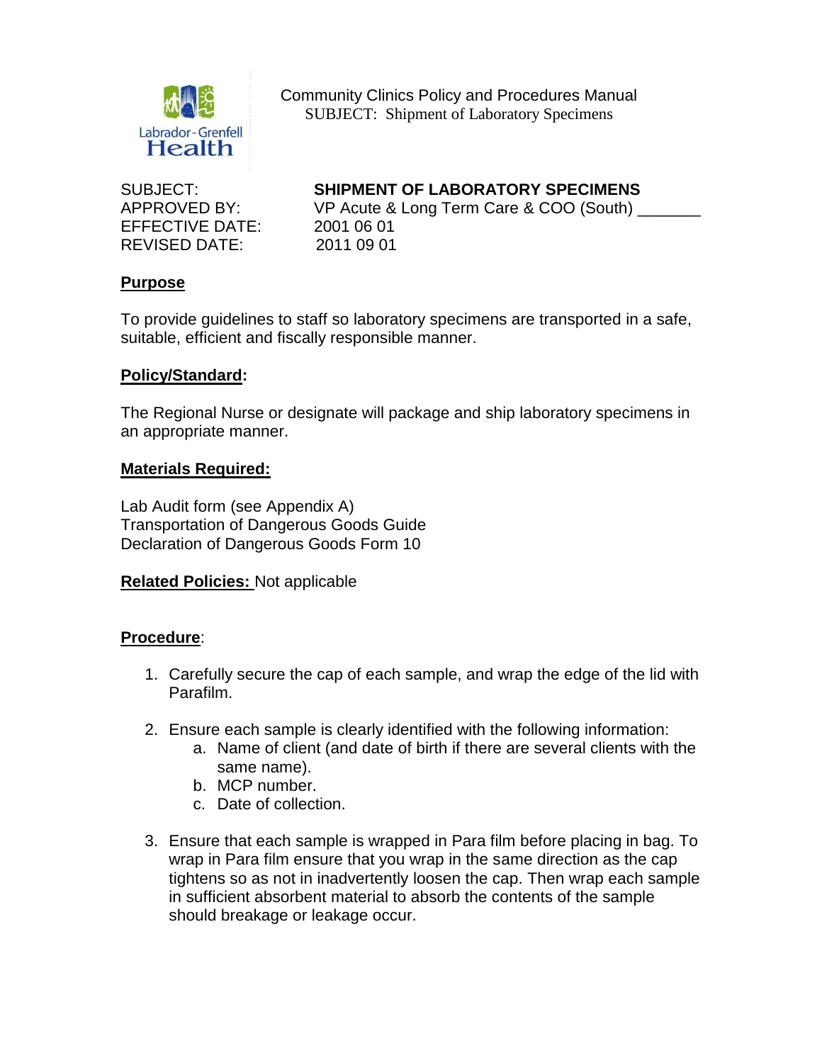Community Clinics Policy and Procedures Manual
SUBJECT: Shipment of Laboratory Specimens

SUBJECT: **SHIPMENT OF LABORATORY SPECIMENS**
APPROVED BY: VP Acute & Long Term Care & COO (South) _______
EFFECTIVE DATE: 2001 06 01
REVISED DATE: 2011 09 01

## Purpose

To provide guidelines to staff so laboratory specimens are transported in a safe, suitable, efficient and fiscally responsible manner.

## Policy/Standard:

The Regional Nurse or designate will package and ship laboratory specimens in an appropriate manner.

## Materials Required:

Lab Audit form (see Appendix A)
Transportation of Dangerous Goods Guide
Declaration of Dangerous Goods Form 10

**Related Policies:** Not applicable

## Procedure:

1. Carefully secure the cap of each sample, and wrap the edge of the lid with Parafilm.

2. Ensure each sample is clearly identified with the following information:
   a. Name of client (and date of birth if there are several clients with the same name).
   b. MCP number.
   c. Date of collection.

3. Ensure that each sample is wrapped in Para film before placing in bag. To wrap in Para film ensure that you wrap in the same direction as the cap tightens so as not in inadvertently loosen the cap. Then wrap each sample in sufficient absorbent material to absorb the contents of the sample should breakage or leakage occur.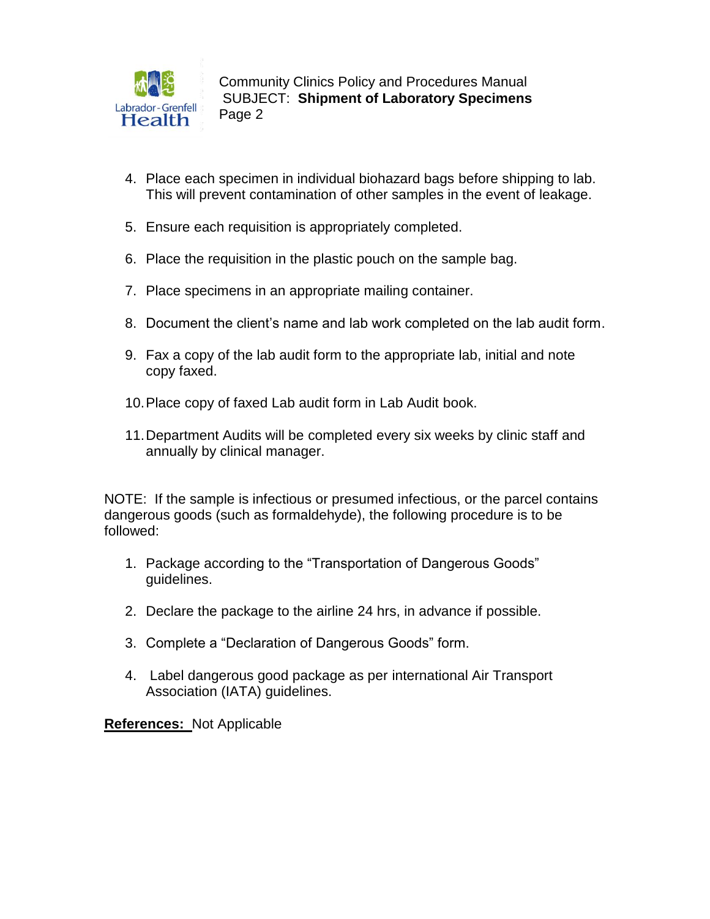4. Place each specimen in individual biohazard bags before shipping to lab. This will prevent contamination of other samples in the event of leakage.

5. Ensure each requisition is appropriately completed.

6. Place the requisition in the plastic pouch on the sample bag.

7. Place specimens in an appropriate mailing container.

8. Document the client's name and lab work completed on the lab audit form.

9. Fax a copy of the lab audit form to the appropriate lab, initial and note copy faxed.

10. Place copy of faxed Lab audit form in Lab Audit book.

11. Department Audits will be completed every six weeks by clinic staff and annually by clinical manager.

NOTE: If the sample is infectious or presumed infectious, or the parcel contains dangerous goods (such as formaldehyde), the following procedure is to be followed:

1. Package according to the "Transportation of Dangerous Goods" guidelines.

2. Declare the package to the airline 24 hrs, in advance if possible.

3. Complete a "Declaration of Dangerous Goods" form.

4. Label dangerous good package as per international Air Transport Association (IATA) guidelines.

**References:** Not Applicable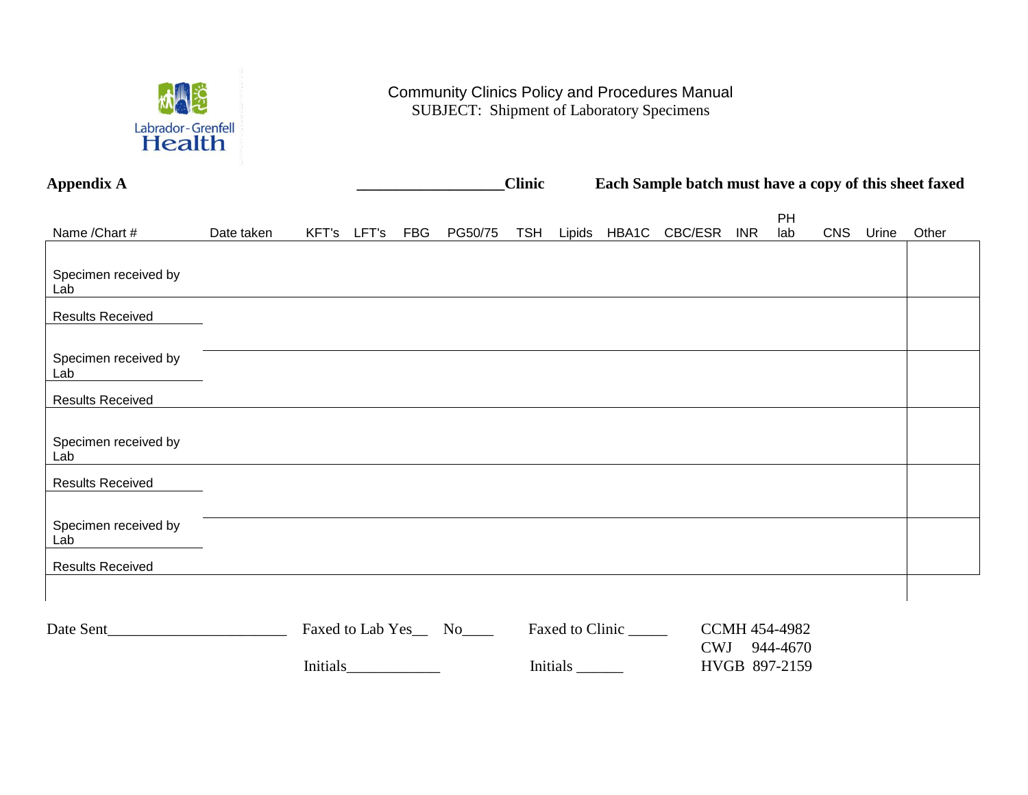Community Clinics Policy and Procedures Manual
SUBJECT: Shipment of Laboratory Specimens

**Appendix A** ___________________**Clinic** **Each Sample batch must have a copy of this sheet faxed**

| Name /Chart # | Date taken | KFT's | LFT's | FBG | PG50/75 | TSH | Lipids | HBA1C | CBC/ESR | INR | PH lab | CNS | Urine | Other |
|---|---|---|---|---|---|---|---|---|---|---|---|---|---|---|
| Specimen received by Lab | | | | | | | | | | | | | | |
| Results Received | | | | | | | | | | | | | | |
| Specimen received by Lab | | | | | | | | | | | | | | |
| Results Received | | | | | | | | | | | | | | |
| Specimen received by Lab | | | | | | | | | | | | | | |
| Results Received | | | | | | | | | | | | | | |
| Specimen received by Lab | | | | | | | | | | | | | | |
| Results Received | | | | | | | | | | | | | | |

Date Sent_______________________ Faxed to Lab Yes__ No____ Faxed to Clinic _____

Initials____________ Initials ______

CCMH 454-4982
CWJ 944-4670
HVGB 897-2159